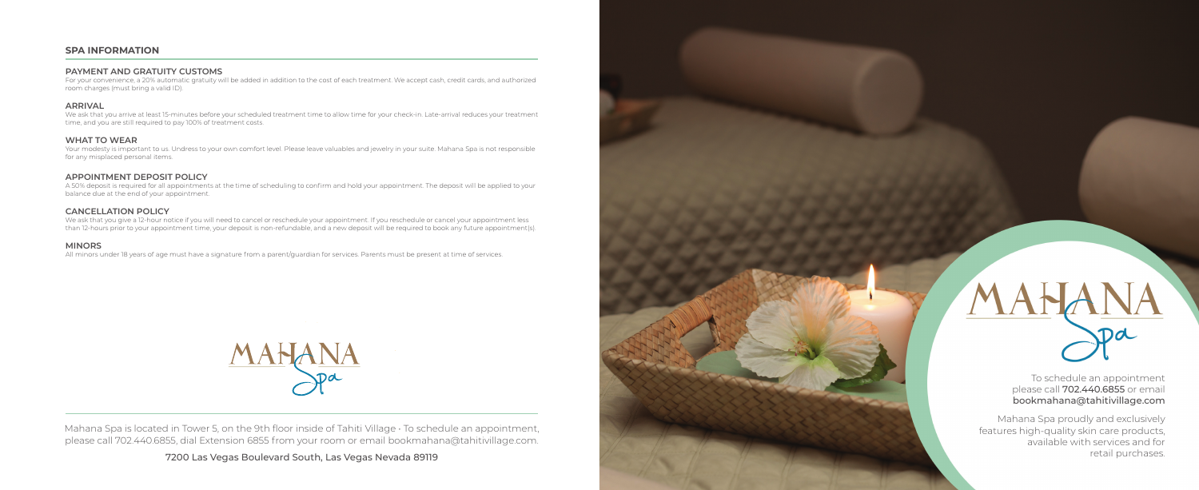## SPA INFORMATION

### PAYMENT AND GRATUITY CUSTOMS

For your convenience, a 20% automatic gratuity will be added in addition to the cost of each treatment. We accept cash, credit cards, and authorized room charges (must bring a valid ID).

### ARRIVAL

We ask that you arrive at least 15-minutes before your scheduled treatment time to allow time for your check-in. Late-arrival reduces your treatment time, and you are still required to pay 100% of treatment costs.

### WHAT TO WEAR

Your modesty is important to us. Undress to your own comfort level. Please leave valuables and jewelry in your suite. Mahana Spa is not responsible for any misplaced personal items.

### APPOINTMENT DEPOSIT POLICY

A 50% deposit is required for all appointments at the time of scheduling to confirm and hold your appointment. The deposit will be applied to your balance due at the end of your appointment.

### CANCELLATION POLICY

We ask that you give a 12-hour notice if you will need to cancel or reschedule your appointment. If you reschedule or cancel your appointment less than 12-hours prior to your appointment time, your deposit is non-refundable, and a new deposit will be required to book any future appointment(s).

### MINORS

All minors under 18 years of age must have a signature from a parent/guardian for services. Parents must be present at time of services.

MAHANA Spa

Mahana Spa is located in Tower 5, on the 9th floor inside of Tahiti Village • To schedule an appointment, please call 702.440.6855, dial Extension 6855 from your room or email bookmahana@tahitivillage.com.

7200 Las Vegas Boulevard South, Las Vegas Nevada 89119

# MAHANA Spa

To schedule an appointment please call **702.440.6855** or email **bookmahana@tahitivillage.com**

Mahana Spa proudly and exclusively features high-quality skin care products, available with services and for retail purchases.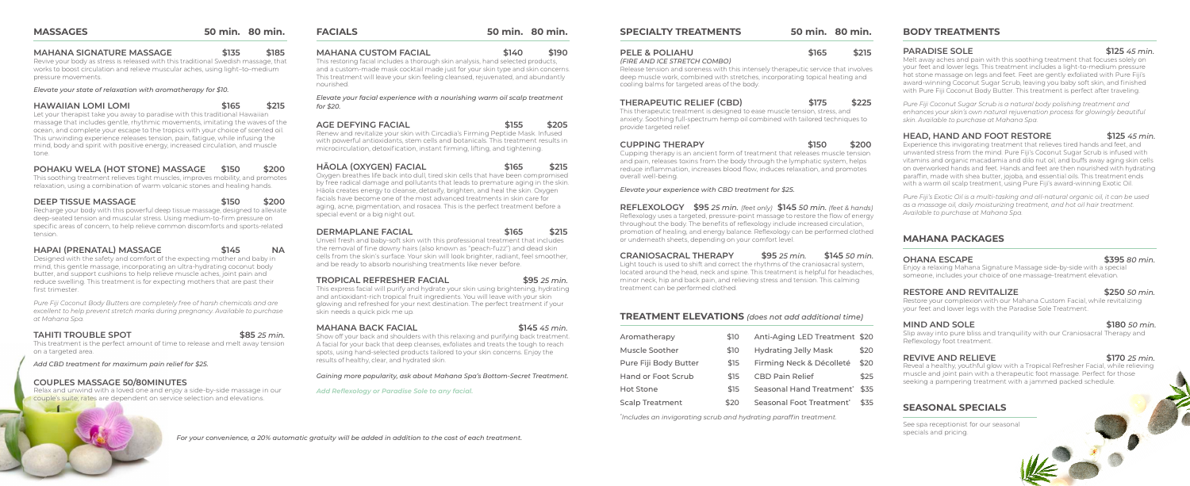## MASSAGES — 50 min. | 80 min.

### MAHANA SIGNATURE MASSAGE — $135 | $185

Revive your body as stress is released with this traditional Swedish massage, that works to boost circulation and relieve muscular aches, using light–to–medium pressure movements.

*Elevate your state of relaxation with aromatherapy for $10.*

### HAWAIIAN LOMI LOMI — $165 | $215

Let your therapist take you away to paradise with this traditional Hawaiian massage that includes gentle, rhythmic movements, imitating the waves of the ocean, and complete your escape to the tropics with your choice of scented oil. This unwinding experience releases tension, pain, fatigue, while infusing the mind, body and spirit with positive energy, increased circulation, and muscle tone.

### POHAKU WELA (HOT STONE) MASSAGE — $150 | $200

This soothing treatment relieves tight muscles, improves mobility, and promotes relaxation, using a combination of warm volcanic stones and healing hands.

### DEEP TISSUE MASSAGE — $150 | $200

Recharge your body with this powerful deep tissue massage, designed to alleviate deep-seated tension and muscular stress. Using medium-to-firm pressure on specific areas of concern, to help relieve common discomforts and sports-related tension.

### HAPAI (PRENATAL) MASSAGE — $145 | NA

Designed with the safety and comfort of the expecting mother and baby in mind, this gentle massage, incorporating an ultra-hydrating coconut body butter, and support cushions to help relieve muscle aches, joint pain and reduce swelling. This treatment is for expecting mothers that are past their first trimester.

*Pure Fiji Coconut Body Butters are completely free of harsh chemicals and are excellent to help prevent stretch marks during pregnancy. Available to purchase at Mahana Spa.*

### TAHITI TROUBLE SPOT — $85 *25 min.*

This treatment is the perfect amount of time to release and melt away tension on a targeted area.

*Add CBD treatment for maximum pain relief for $25.*

### COUPLES MASSAGE 50/80MINUTES

Relax and unwind with a loved one and enjoy a side-by-side massage in our couple's suite, rates are dependent on service selection and elevations.

## FACIALS — 50 min. | 80 min.

### MAHANA CUSTOM FACIAL — $140 | $190

This restoring facial includes a thorough skin analysis, hand selected products, and a custom-made mask cocktail made just for your skin type and skin concerns. This treatment will leave your skin feeling cleansed, rejuvenated, and abundantly nourished.

*Elevate your facial experience with a nourishing warm oil scalp treatment for $20.*

### AGE DEFYING FACIAL — $155 | $205

Renew and revitalize your skin with Circadia's Firming Peptide Mask. Infused with powerful antioxidants, stem cells and botanicals. This treatment results in microcirculation, detoxification, instant firming, lifting, and tightening.

### HĀOLA (OXYGEN) FACIAL — $165 | $215

Oxygen breathes life back into dull, tired skin cells that have been compromised by free radical damage and pollutants that leads to premature aging in the skin. Hāola creates energy to cleanse, detoxify, brighten, and heal the skin. Oxygen facials have become one of the most advanced treatments in skin care for aging, acne, pigmentation, and rosacea. This is the perfect treatment before a special event or a big night out.

### DERMAPLANE FACIAL — $165 | $215

Unveil fresh and baby-soft skin with this professional treatment that includes the removal of fine downy hairs (also known as "peach-fuzz") and dead skin cells from the skin's surface. Your skin will look brighter, radiant, feel smoother, and be ready to absorb nourishing treatments like never before.

### TROPICAL REFRESHER FACIAL — $95 *25 min.*

This express facial will purify and hydrate your skin using brightening, hydrating and antioxidant-rich tropical fruit ingredients. You will leave with your skin glowing and refreshed for your next destination. The perfect treatment if your skin needs a quick pick me up.

### MAHANA BACK FACIAL — $145 *45 min.*

Show off your back and shoulders with this relaxing and purifying back treatment. A facial for your back that deep cleanses, exfoliates and treats the tough to reach spots, using hand-selected products tailored to your skin concerns. Enjoy the results of healthy, clear, and hydrated skin.

*Gaining more popularity, ask about Mahana Spa's Bottom-Secret Treatment.*

*Add Reflexology or Paradise Sole to any facial.*

## SPECIALTY TREATMENTS — 50 min. | 80 min.

### PELE & POLIAHU — $165 | $215

*(FIRE AND ICE STRETCH COMBO)*

Release tension and soreness with this intensely therapeutic service that involves deep muscle work, combined with stretches, incorporating topical heating and cooling balms for targeted areas of the body.

### THERAPEUTIC RELIEF (CBD) — $175 | $225

This therapeutic treatment is designed to ease muscle tension, stress, and anxiety. Soothing full-spectrum hemp oil combined with tailored techniques to provide targeted relief.

### CUPPING THERAPY — $150 | $200

Cupping therapy is an ancient form of treatment that releases muscle tension and pain, releases toxins from the body through the lymphatic system, helps reduce inflammation, increases blood flow, induces relaxation, and promotes overall well-being.

*Elevate your experience with CBD treatment for $25.*

### REFLEXOLOGY — $95 *25 min. (feet only)* | $145 *50 min. (feet & hands)*

Reflexology uses a targeted, pressure-point massage to restore the flow of energy throughout the body. The benefits of reflexology include increased circulation, promotion of healing, and energy balance. Reflexology can be performed clothed or underneath sheets, depending on your comfort level.

### CRANIOSACRAL THERAPY — $95 *25 min.* | $145 *50 min.*

Light touch is used to shift and correct the rhythms of the craniosacral system, located around the head, neck and spine. This treatment is helpful for headaches, minor neck, hip and back pain, and relieving stress and tension. This calming treatment can be performed clothed.

## TREATMENT ELEVATIONS *(does not add additional time)*

| | | | |
|---|---|---|---|
| Aromatherapy | $10 | Anti-Aging LED Treatment | $20 |
| Muscle Soother | $10 | Hydrating Jelly Mask | $20 |
| Pure Fiji Body Butter | $15 | Firming Neck & Décolleté | $20 |
| Hand or Foot Scrub | $15 | CBD Pain Relief | $25 |
| Hot Stone | $15 | Seasonal Hand Treatment* | $35 |
| Scalp Treatment | $20 | Seasonal Foot Treatment* | $35 |

*Includes an invigorating scrub and hydrating paraffin treatment.

## BODY TREATMENTS

### PARADISE SOLE — $125 *45 min.*

Melt away aches and pain with this soothing treatment that focuses solely on your feet and lower legs. This treatment includes a light-to-medium pressure hot stone massage on legs and feet. Feet are gently exfoliated with Pure Fiji's award-winning Coconut Sugar Scrub, leaving you baby soft skin, and finished with Pure Fiji Coconut Body Butter. This treatment is perfect after traveling.

*Pure Fiji Coconut Sugar Scrub is a natural body polishing treatment and enhances your skin's own natural rejuvenation process for glowingly beautiful skin. Available to purchase at Mahana Spa.*

### HEAD, HAND AND FOOT RESTORE — $125 *45 min.*

Experience this invigorating treatment that relieves tired hands and feet, and unwanted stress from the mind. Pure Fiji's Coconut Sugar Scrub is infused with vitamins and organic macadamia and dilo nut oil, and buffs away aging skin cells on overworked hands and feet. Hands and feet are then nourished with hydrating paraffin, made with shea butter, jojoba, and essential oils. This treatment ends with a warm oil scalp treatment, using Pure Fiji's award-winning Exotic Oil.

*Pure Fiji's Exotic Oil is a multi-tasking and all-natural organic oil, it can be used as a massage oil, daily moisturizing treatment, and hot oil hair treatment. Available to purchase at Mahana Spa.*

## MAHANA PACKAGES

### OHANA ESCAPE — $395 *80 min.*

Enjoy a relaxing Mahana Signature Massage side-by-side with a special someone, includes your choice of one massage-treatment elevation.

### RESTORE AND REVITALIZE — $250 *50 min.*

Restore your complexion with our Mahana Custom Facial, while revitalizing your feet and lower legs with the Paradise Sole Treatment.

### MIND AND SOLE — $180 *50 min.*

Slip away into pure bliss and tranquility with our Craniosacral Therapy and Reflexology foot treatment.

### REVIVE AND RELIEVE — $170 *25 min.*

Reveal a healthy, youthful glow with a Tropical Refresher Facial, while relieving muscle and joint pain with a therapeutic foot massage. Perfect for those seeking a pampering treatment with a jammed packed schedule.

## SEASONAL SPECIALS

See spa receptionist for our seasonal specials and pricing.

*For your convenience, a 20% automatic gratuity will be added in addition to the cost of each treatment.*